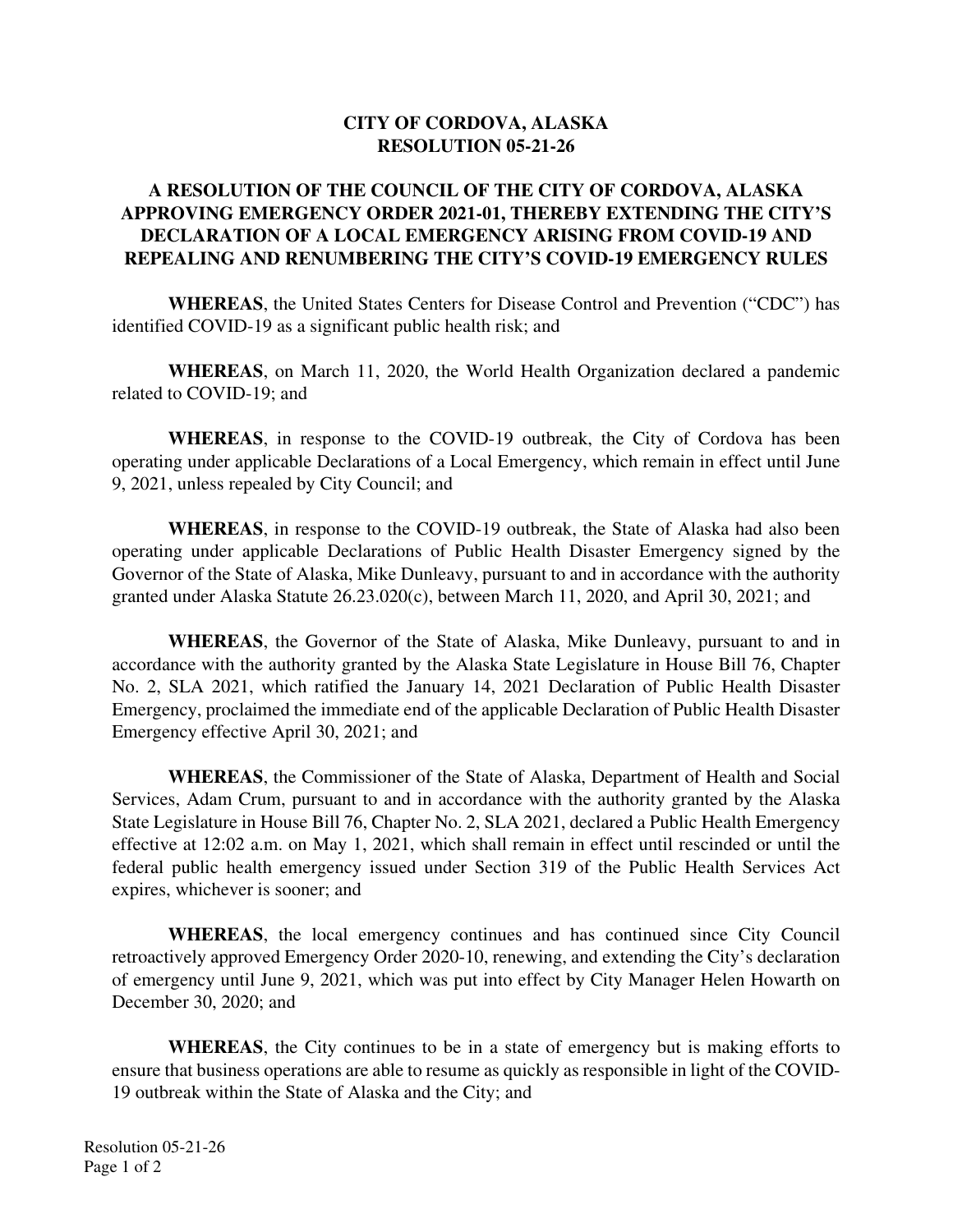# CITY OF CORDOVA, ALASKA
# RESOLUTION 05-21-26

## A RESOLUTION OF THE COUNCIL OF THE CITY OF CORDOVA, ALASKA APPROVING EMERGENCY ORDER 2021-01, THEREBY EXTENDING THE CITY'S DECLARATION OF A LOCAL EMERGENCY ARISING FROM COVID-19 AND REPEALING AND RENUMBERING THE CITY'S COVID-19 EMERGENCY RULES

**WHEREAS**, the United States Centers for Disease Control and Prevention ("CDC") has identified COVID-19 as a significant public health risk; and

**WHEREAS**, on March 11, 2020, the World Health Organization declared a pandemic related to COVID-19; and

**WHEREAS**, in response to the COVID-19 outbreak, the City of Cordova has been operating under applicable Declarations of a Local Emergency, which remain in effect until June 9, 2021, unless repealed by City Council; and

**WHEREAS**, in response to the COVID-19 outbreak, the State of Alaska had also been operating under applicable Declarations of Public Health Disaster Emergency signed by the Governor of the State of Alaska, Mike Dunleavy, pursuant to and in accordance with the authority granted under Alaska Statute 26.23.020(c), between March 11, 2020, and April 30, 2021; and

**WHEREAS**, the Governor of the State of Alaska, Mike Dunleavy, pursuant to and in accordance with the authority granted by the Alaska State Legislature in House Bill 76, Chapter No. 2, SLA 2021, which ratified the January 14, 2021 Declaration of Public Health Disaster Emergency, proclaimed the immediate end of the applicable Declaration of Public Health Disaster Emergency effective April 30, 2021; and

**WHEREAS**, the Commissioner of the State of Alaska, Department of Health and Social Services, Adam Crum, pursuant to and in accordance with the authority granted by the Alaska State Legislature in House Bill 76, Chapter No. 2, SLA 2021, declared a Public Health Emergency effective at 12:02 a.m. on May 1, 2021, which shall remain in effect until rescinded or until the federal public health emergency issued under Section 319 of the Public Health Services Act expires, whichever is sooner; and

**WHEREAS**, the local emergency continues and has continued since City Council retroactively approved Emergency Order 2020-10, renewing, and extending the City's declaration of emergency until June 9, 2021, which was put into effect by City Manager Helen Howarth on December 30, 2020; and

**WHEREAS**, the City continues to be in a state of emergency but is making efforts to ensure that business operations are able to resume as quickly as responsible in light of the COVID-19 outbreak within the State of Alaska and the City; and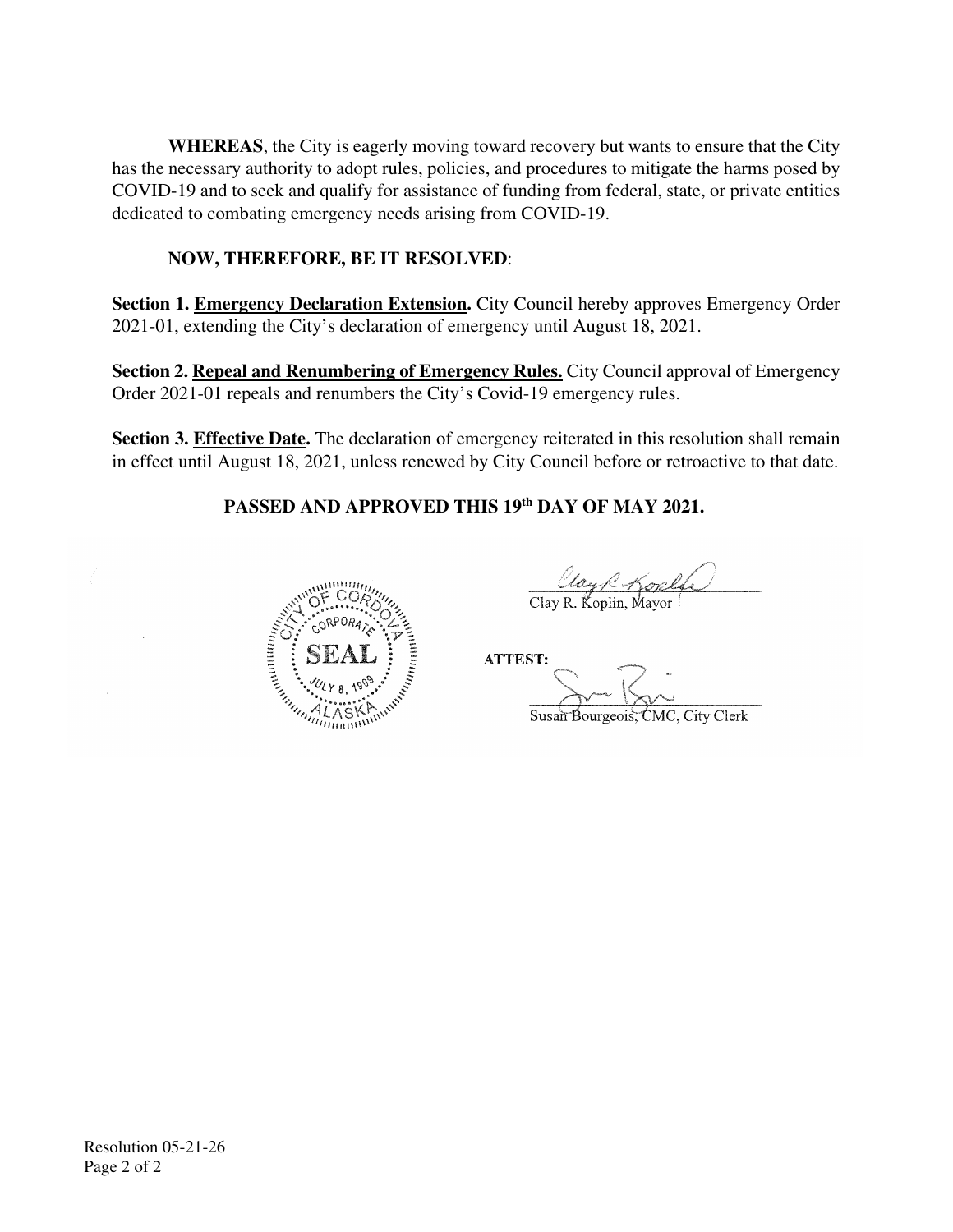**WHEREAS**, the City is eagerly moving toward recovery but wants to ensure that the City has the necessary authority to adopt rules, policies, and procedures to mitigate the harms posed by COVID-19 and to seek and qualify for assistance of funding from federal, state, or private entities dedicated to combating emergency needs arising from COVID-19.

**NOW, THEREFORE, BE IT RESOLVED**:

**Section 1. Emergency Declaration Extension.** City Council hereby approves Emergency Order 2021-01, extending the City's declaration of emergency until August 18, 2021.

**Section 2. Repeal and Renumbering of Emergency Rules.** City Council approval of Emergency Order 2021-01 repeals and renumbers the City's Covid-19 emergency rules.

**Section 3. Effective Date.** The declaration of emergency reiterated in this resolution shall remain in effect until August 18, 2021, unless renewed by City Council before or retroactive to that date.

**PASSED AND APPROVED THIS 19th DAY OF MAY 2021.**

CITY OF CORDOVA CORPORATE SEAL JULY 8, 1909 ALASKA

Clay R. Koplin, Mayor

**ATTEST:**

Susan Bourgeois, CMC, City Clerk

Resolution 05-21-26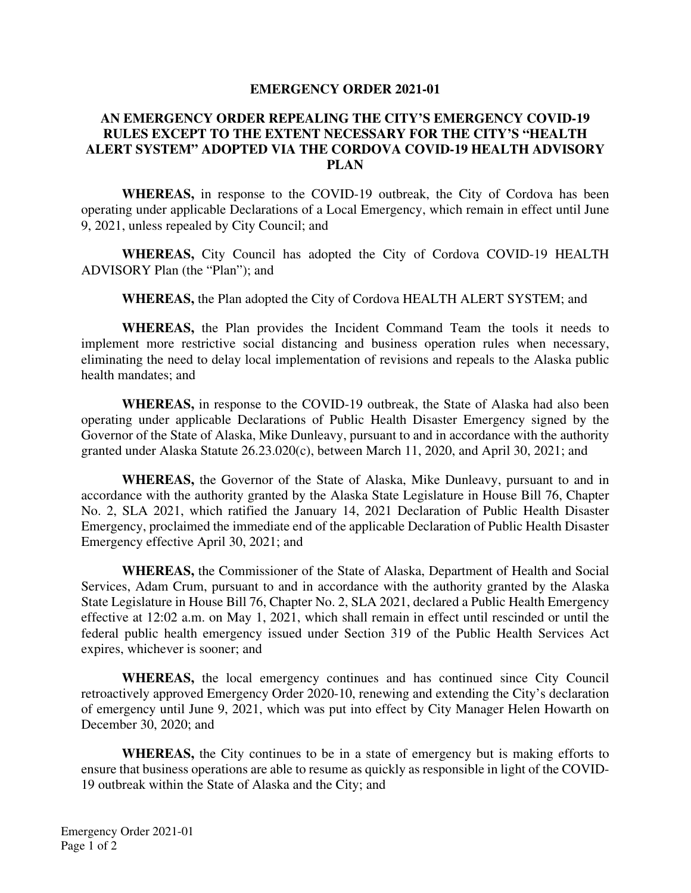**EMERGENCY ORDER 2021-01**

**AN EMERGENCY ORDER REPEALING THE CITY'S EMERGENCY COVID-19 RULES EXCEPT TO THE EXTENT NECESSARY FOR THE CITY'S "HEALTH ALERT SYSTEM" ADOPTED VIA THE CORDOVA COVID-19 HEALTH ADVISORY PLAN**

**WHEREAS,** in response to the COVID-19 outbreak, the City of Cordova has been operating under applicable Declarations of a Local Emergency, which remain in effect until June 9, 2021, unless repealed by City Council; and

**WHEREAS,** City Council has adopted the City of Cordova COVID-19 HEALTH ADVISORY Plan (the "Plan"); and

**WHEREAS,** the Plan adopted the City of Cordova HEALTH ALERT SYSTEM; and

**WHEREAS,** the Plan provides the Incident Command Team the tools it needs to implement more restrictive social distancing and business operation rules when necessary, eliminating the need to delay local implementation of revisions and repeals to the Alaska public health mandates; and

**WHEREAS,** in response to the COVID-19 outbreak, the State of Alaska had also been operating under applicable Declarations of Public Health Disaster Emergency signed by the Governor of the State of Alaska, Mike Dunleavy, pursuant to and in accordance with the authority granted under Alaska Statute 26.23.020(c), between March 11, 2020, and April 30, 2021; and

**WHEREAS,** the Governor of the State of Alaska, Mike Dunleavy, pursuant to and in accordance with the authority granted by the Alaska State Legislature in House Bill 76, Chapter No. 2, SLA 2021, which ratified the January 14, 2021 Declaration of Public Health Disaster Emergency, proclaimed the immediate end of the applicable Declaration of Public Health Disaster Emergency effective April 30, 2021; and

**WHEREAS,** the Commissioner of the State of Alaska, Department of Health and Social Services, Adam Crum, pursuant to and in accordance with the authority granted by the Alaska State Legislature in House Bill 76, Chapter No. 2, SLA 2021, declared a Public Health Emergency effective at 12:02 a.m. on May 1, 2021, which shall remain in effect until rescinded or until the federal public health emergency issued under Section 319 of the Public Health Services Act expires, whichever is sooner; and

**WHEREAS,** the local emergency continues and has continued since City Council retroactively approved Emergency Order 2020-10, renewing and extending the City's declaration of emergency until June 9, 2021, which was put into effect by City Manager Helen Howarth on December 30, 2020; and

**WHEREAS,** the City continues to be in a state of emergency but is making efforts to ensure that business operations are able to resume as quickly as responsible in light of the COVID-19 outbreak within the State of Alaska and the City; and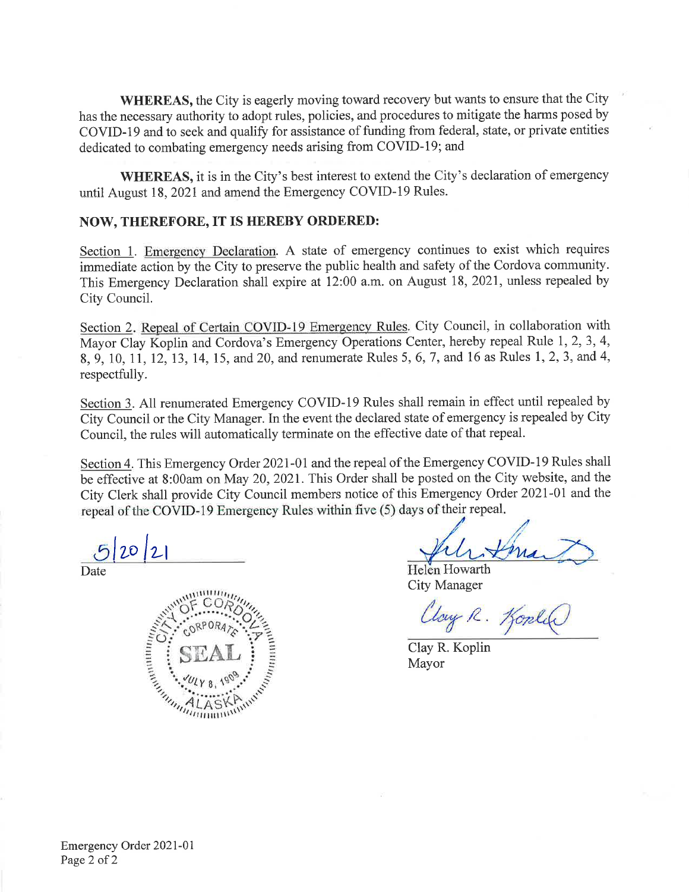**WHEREAS,** the City is eagerly moving toward recovery but wants to ensure that the City has the necessary authority to adopt rules, policies, and procedures to mitigate the harms posed by COVID-19 and to seek and qualify for assistance of funding from federal, state, or private entities dedicated to combating emergency needs arising from COVID-19; and

**WHEREAS,** it is in the City's best interest to extend the City's declaration of emergency until August 18, 2021 and amend the Emergency COVID-19 Rules.

**NOW, THEREFORE, IT IS HEREBY ORDERED:**

Section 1. Emergency Declaration. A state of emergency continues to exist which requires immediate action by the City to preserve the public health and safety of the Cordova community. This Emergency Declaration shall expire at 12:00 a.m. on August 18, 2021, unless repealed by City Council.

Section 2. Repeal of Certain COVID-19 Emergency Rules. City Council, in collaboration with Mayor Clay Koplin and Cordova's Emergency Operations Center, hereby repeal Rule 1, 2, 3, 4, 8, 9, 10, 11, 12, 13, 14, 15, and 20, and renumerate Rules 5, 6, 7, and 16 as Rules 1, 2, 3, and 4, respectfully.

Section 3. All renumerated Emergency COVID-19 Rules shall remain in effect until repealed by City Council or the City Manager. In the event the declared state of emergency is repealed by City Council, the rules will automatically terminate on the effective date of that repeal.

Section 4. This Emergency Order 2021-01 and the repeal of the Emergency COVID-19 Rules shall be effective at 8:00am on May 20, 2021. This Order shall be posted on the City website, and the City Clerk shall provide City Council members notice of this Emergency Order 2021-01 and the repeal of the COVID-19 Emergency Rules within five (5) days of their repeal.

5/20/21
Date

Helen Howarth
City Manager

Clay R. Koplin
Mayor

CITY OF CORDOVA CORPORATE SEAL JULY 8, 1909 ALASKA

Emergency Order 2021-01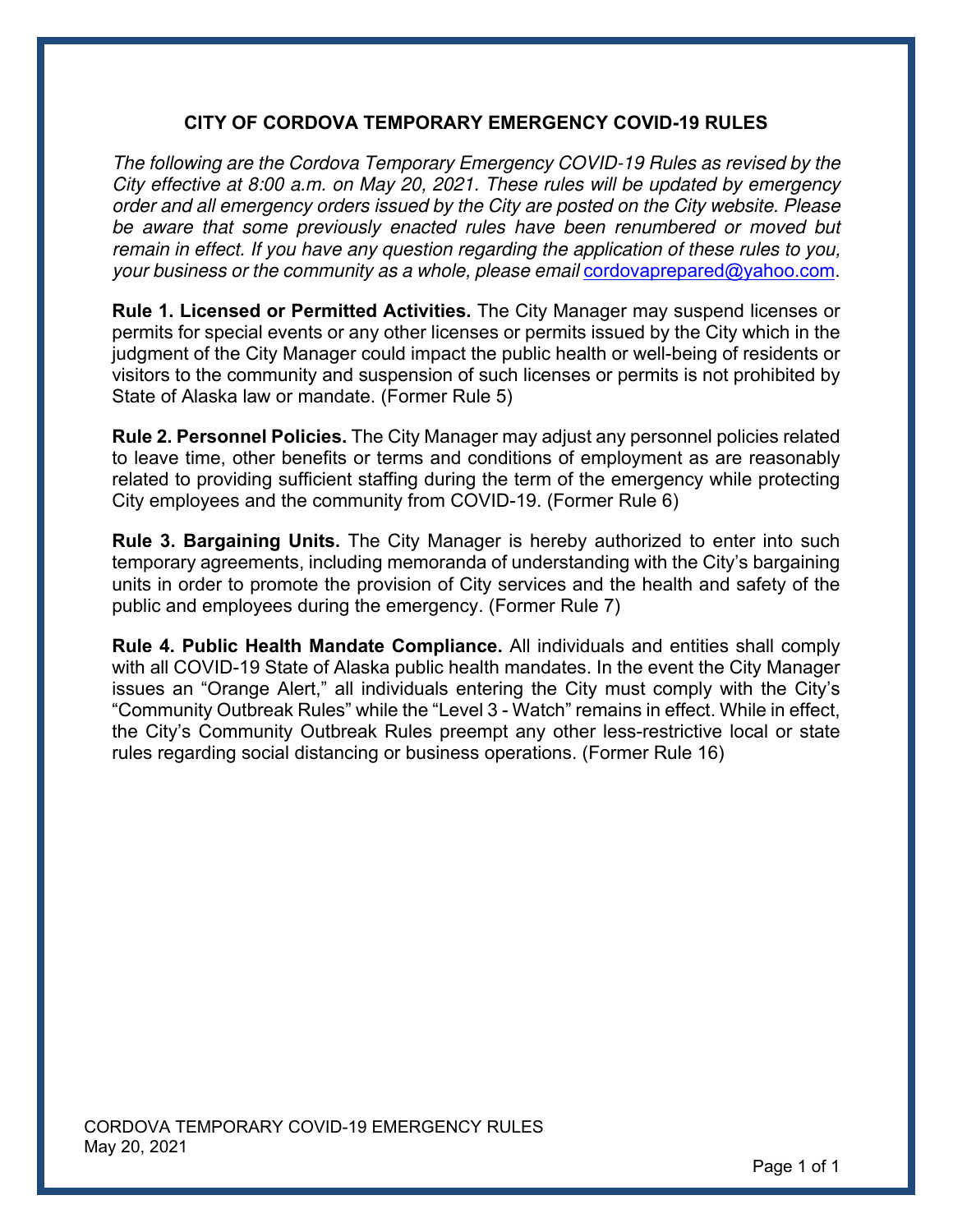# CITY OF CORDOVA TEMPORARY EMERGENCY COVID-19 RULES

*The following are the Cordova Temporary Emergency COVID-19 Rules as revised by the City effective at 8:00 a.m. on May 20, 2021. These rules will be updated by emergency order and all emergency orders issued by the City are posted on the City website. Please be aware that some previously enacted rules have been renumbered or moved but remain in effect. If you have any question regarding the application of these rules to you, your business or the community as a whole, please email* cordovaprepared@yahoo.com.

**Rule 1. Licensed or Permitted Activities.** The City Manager may suspend licenses or permits for special events or any other licenses or permits issued by the City which in the judgment of the City Manager could impact the public health or well-being of residents or visitors to the community and suspension of such licenses or permits is not prohibited by State of Alaska law or mandate. (Former Rule 5)

**Rule 2. Personnel Policies.** The City Manager may adjust any personnel policies related to leave time, other benefits or terms and conditions of employment as are reasonably related to providing sufficient staffing during the term of the emergency while protecting City employees and the community from COVID-19. (Former Rule 6)

**Rule 3. Bargaining Units.** The City Manager is hereby authorized to enter into such temporary agreements, including memoranda of understanding with the City's bargaining units in order to promote the provision of City services and the health and safety of the public and employees during the emergency. (Former Rule 7)

**Rule 4. Public Health Mandate Compliance.** All individuals and entities shall comply with all COVID-19 State of Alaska public health mandates. In the event the City Manager issues an "Orange Alert," all individuals entering the City must comply with the City's "Community Outbreak Rules" while the "Level 3 - Watch" remains in effect. While in effect, the City's Community Outbreak Rules preempt any other less-restrictive local or state rules regarding social distancing or business operations. (Former Rule 16)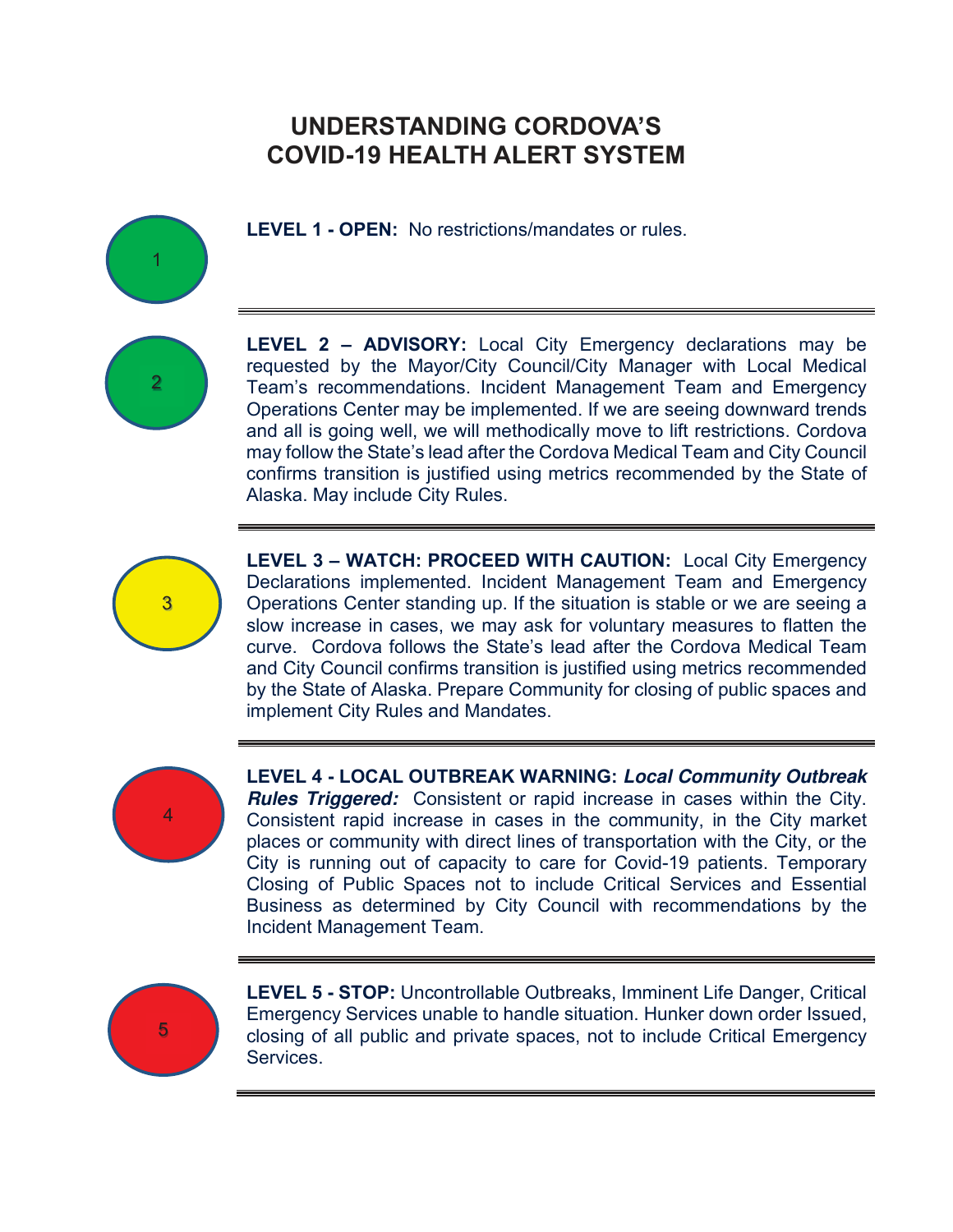# UNDERSTANDING CORDOVA'S COVID-19 HEALTH ALERT SYSTEM

1

**LEVEL 1 - OPEN:** No restrictions/mandates or rules.

---

2

**LEVEL 2 – ADVISORY:** Local City Emergency declarations may be requested by the Mayor/City Council/City Manager with Local Medical Team's recommendations. Incident Management Team and Emergency Operations Center may be implemented. If we are seeing downward trends and all is going well, we will methodically move to lift restrictions. Cordova may follow the State's lead after the Cordova Medical Team and City Council confirms transition is justified using metrics recommended by the State of Alaska. May include City Rules.

---

3

**LEVEL 3 – WATCH: PROCEED WITH CAUTION:** Local City Emergency Declarations implemented. Incident Management Team and Emergency Operations Center standing up. If the situation is stable or we are seeing a slow increase in cases, we may ask for voluntary measures to flatten the curve. Cordova follows the State's lead after the Cordova Medical Team and City Council confirms transition is justified using metrics recommended by the State of Alaska. Prepare Community for closing of public spaces and implement City Rules and Mandates.

---

4

**LEVEL 4 - LOCAL OUTBREAK WARNING: *Local Community Outbreak Rules Triggered:*** Consistent or rapid increase in cases within the City. Consistent rapid increase in cases in the community, in the City market places or community with direct lines of transportation with the City, or the City is running out of capacity to care for Covid-19 patients. Temporary Closing of Public Spaces not to include Critical Services and Essential Business as determined by City Council with recommendations by the Incident Management Team.

---

5

**LEVEL 5 - STOP:** Uncontrollable Outbreaks, Imminent Life Danger, Critical Emergency Services unable to handle situation. Hunker down order Issued, closing of all public and private spaces, not to include Critical Emergency Services.

---